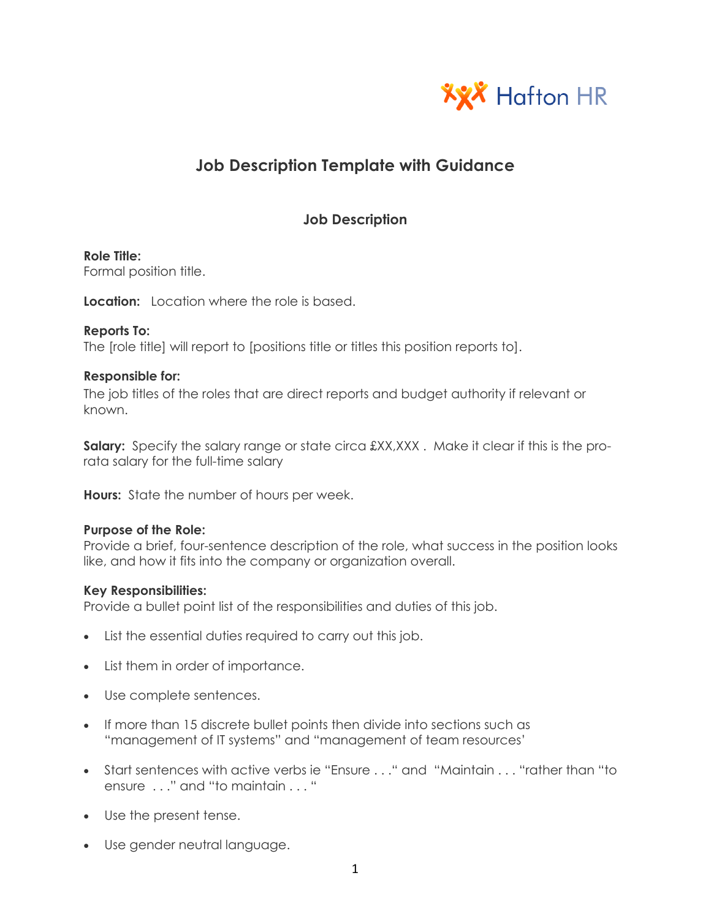Hafton HR

# Job Description Template with Guidance

## Job Description

**Role Title:**
Formal position title.

**Location:** Location where the role is based.

**Reports To:**
The [role title] will report to [positions title or titles this position reports to].

**Responsible for:**
The job titles of the roles that are direct reports and budget authority if relevant or known.

**Salary:** Specify the salary range or state circa £XX,XXX . Make it clear if this is the pro-rata salary for the full-time salary

**Hours:** State the number of hours per week.

**Purpose of the Role:**
Provide a brief, four-sentence description of the role, what success in the position looks like, and how it fits into the company or organization overall.

**Key Responsibilities:**
Provide a bullet point list of the responsibilities and duties of this job.

- List the essential duties required to carry out this job.
- List them in order of importance.
- Use complete sentences.
- If more than 15 discrete bullet points then divide into sections such as "management of IT systems" and "management of team resources'
- Start sentences with active verbs ie "Ensure . . ." and "Maintain . . . "rather than "to ensure . . ." and "to maintain . . . "
- Use the present tense.
- Use gender neutral language.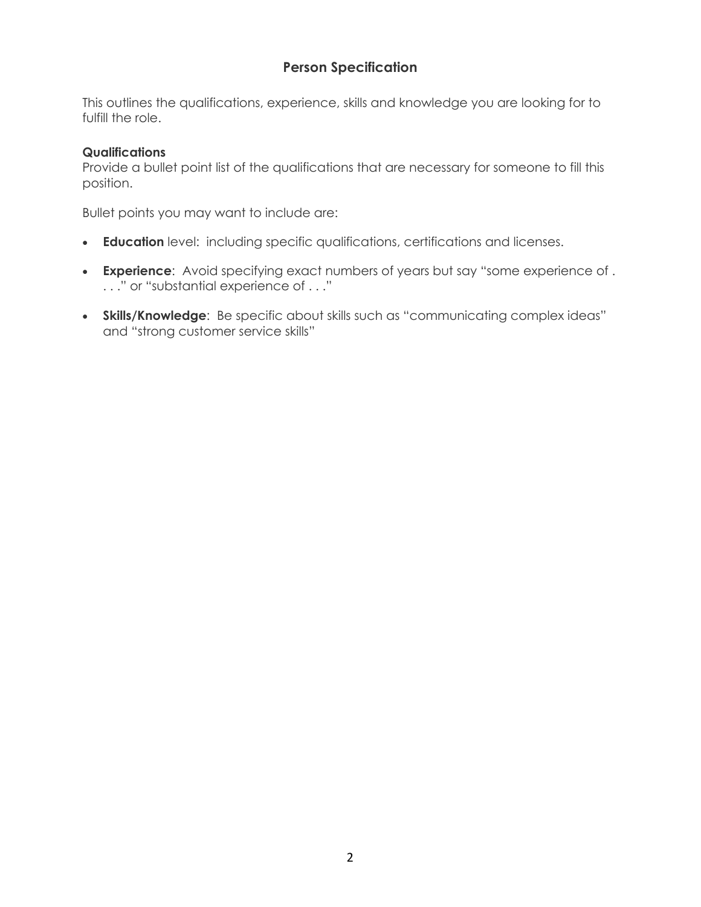## Person Specification

This outlines the qualifications, experience, skills and knowledge you are looking for to fulfill the role.

**Qualifications**
Provide a bullet point list of the qualifications that are necessary for someone to fill this position.

Bullet points you may want to include are:

- **Education** level: including specific qualifications, certifications and licenses.
- **Experience**: Avoid specifying exact numbers of years but say "some experience of . . . ." or "substantial experience of . . ."
- **Skills/Knowledge**: Be specific about skills such as "communicating complex ideas" and "strong customer service skills"